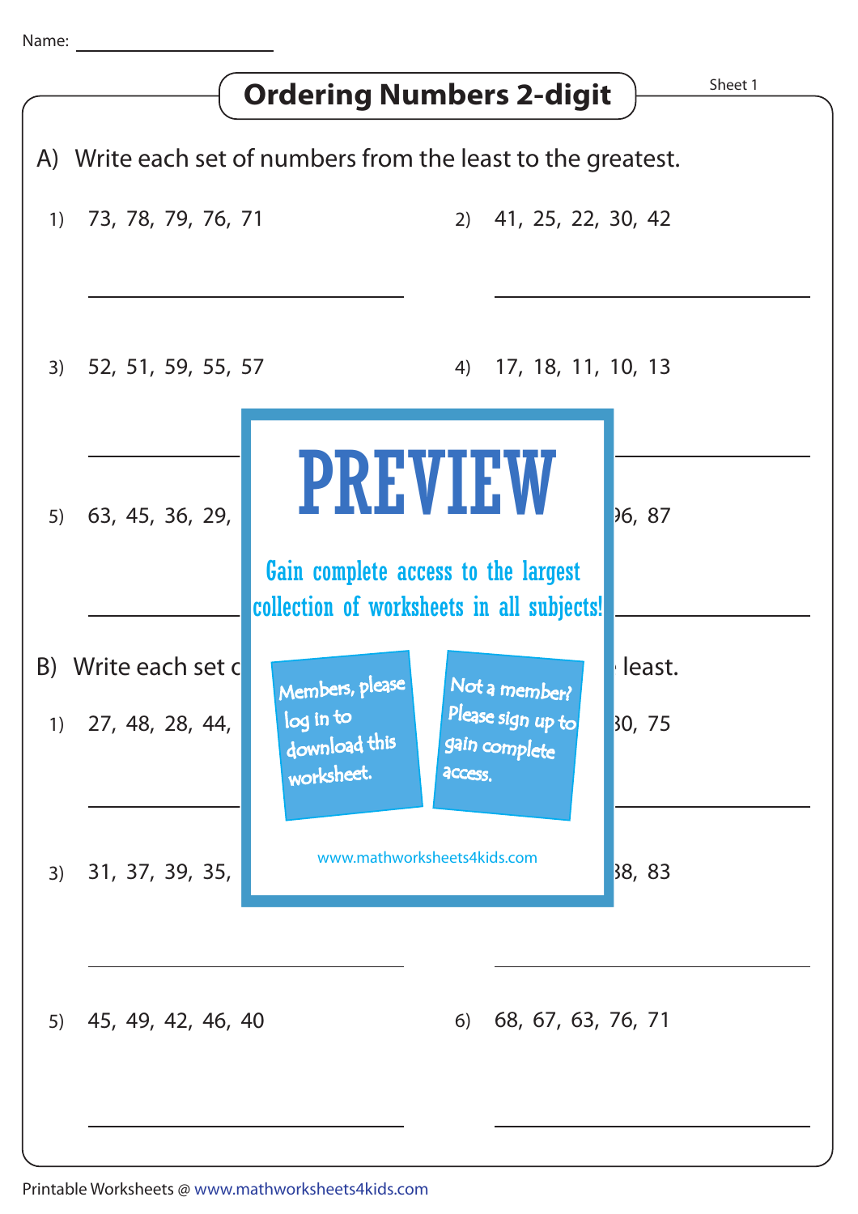Name: ____________________

# Ordering Numbers 2-digit

Sheet 1

## A) Write each set of numbers from the least to the greatest.

1) 73, 78, 79, 76, 71

____________________

2) 41, 25, 22, 30, 42

____________________

3) 52, 51, 59, 55, 57

____________________

4) 17, 18, 11, 10, 13

____________________

5) 63, 45, 36, 29,

____________________

6) 96, 87

____________________

PREVIEW

Gain complete access to the largest collection of worksheets in all subjects!

Members, please log in to download this worksheet.

Not a member? Please sign up to gain complete access.

www.mathworksheets4kids.com

## B) Write each set ... least.

1) 27, 48, 28, 44,

____________________

2) 30, 75

____________________

3) 31, 37, 39, 35,

____________________

4) 38, 83

____________________

5) 45, 49, 42, 46, 40

____________________

6) 68, 67, 63, 76, 71

____________________

Printable Worksheets @ www.mathworksheets4kids.com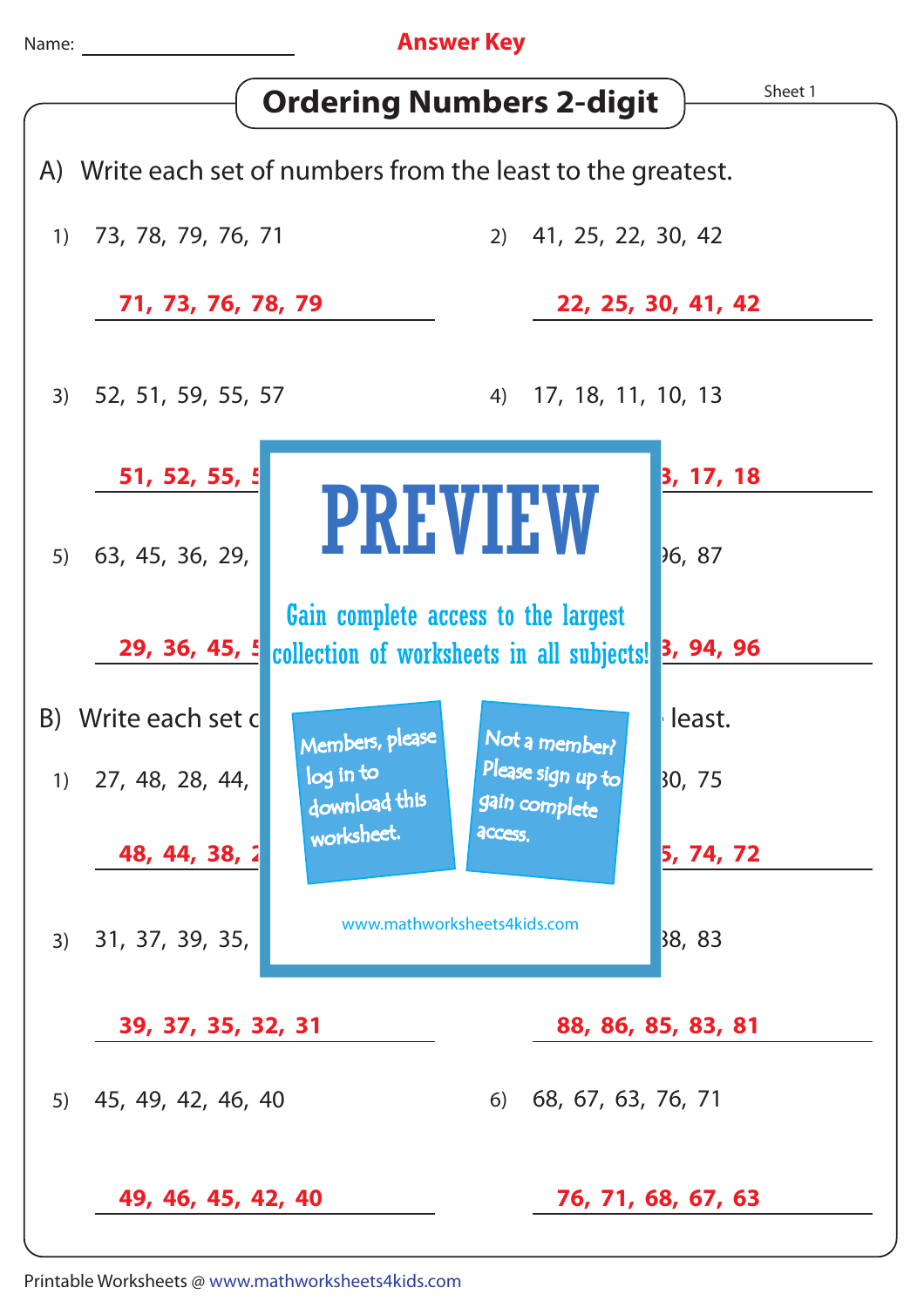Name: ____________________

**Answer Key**

# Ordering Numbers 2-digit

Sheet 1

## A) Write each set of numbers from the least to the greatest.

1) 73, 78, 79, 76, 71

**71, 73, 76, 78, 79**

2) 41, 25, 22, 30, 42

**22, 25, 30, 41, 42**

3) 52, 51, 59, 55, 57

**51, 52, 55, 5**

4) 17, 18, 11, 10, 13

**3, 17, 18**

5) 63, 45, 36, 29,

**29, 36, 45, 5**

6) 96, 87

**3, 94, 96**

PREVIEW

Gain complete access to the largest collection of worksheets in all subjects!

Members, please log in to download this worksheet.

Not a member? Please sign up to gain complete access.

www.mathworksheets4kids.com

## B) Write each set c… least.

1) 27, 48, 28, 44,

**48, 44, 38, 2**

2) 30, 75

**5, 74, 72**

3) 31, 37, 39, 35,

**39, 37, 35, 32, 31**

4) 38, 83

**88, 86, 85, 83, 81**

5) 45, 49, 42, 46, 40

**49, 46, 45, 42, 40**

6) 68, 67, 63, 76, 71

**76, 71, 68, 67, 63**

Printable Worksheets @ www.mathworksheets4kids.com